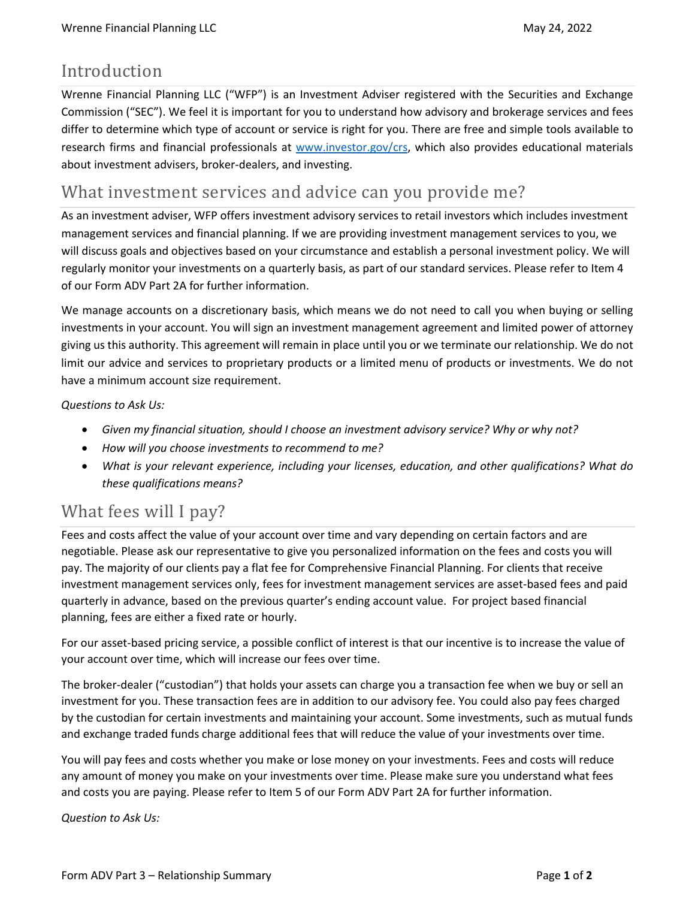## Introduction

Wrenne Financial Planning LLC ("WFP") is an Investment Adviser registered with the Securities and Exchange Commission ("SEC"). We feel it is important for you to understand how advisory and brokerage services and fees differ to determine which type of account or service is right for you. There are free and simple tools available to research firms and financial professionals at [www.investor.gov/crs](http://www.investor.gov/crs), which also provides educational materials about investment advisers, broker-dealers, and investing.

## What investment services and advice can you provide me?

As an investment adviser, WFP offers investment advisory services to retail investors which includes investment management services and financial planning. If we are providing investment management services to you, we will discuss goals and objectives based on your circumstance and establish a personal investment policy. We will regularly monitor your investments on a quarterly basis, as part of our standard services. Please refer to Item 4 of our Form ADV Part 2A for further information.

We manage accounts on a discretionary basis, which means we do not need to call you when buying or selling investments in your account. You will sign an investment management agreement and limited power of attorney giving us this authority. This agreement will remain in place until you or we terminate our relationship. We do not limit our advice and services to proprietary products or a limited menu of products or investments. We do not have a minimum account size requirement.

*Questions to Ask Us:*

- *Given my financial situation, should I choose an investment advisory service? Why or why not?*
- *How will you choose investments to recommend to me?*
- *What is your relevant experience, including your licenses, education, and other qualifications? What do these qualifications means?*

## What fees will I pay?

Fees and costs affect the value of your account over time and vary depending on certain factors and are negotiable. Please ask our representative to give you personalized information on the fees and costs you will pay. The majority of our clients pay a flat fee for Comprehensive Financial Planning. For clients that receive investment management services only, fees for investment management services are asset-based fees and paid quarterly in advance, based on the previous quarter's ending account value. For project based financial planning, fees are either a fixed rate or hourly.

For our asset-based pricing service, a possible conflict of interest is that our incentive is to increase the value of your account over time, which will increase our fees over time.

The broker-dealer ("custodian") that holds your assets can charge you a transaction fee when we buy or sell an investment for you. These transaction fees are in addition to our advisory fee. You could also pay fees charged by the custodian for certain investments and maintaining your account. Some investments, such as mutual funds and exchange traded funds charge additional fees that will reduce the value of your investments over time.

You will pay fees and costs whether you make or lose money on your investments. Fees and costs will reduce any amount of money you make on your investments over time. Please make sure you understand what fees and costs you are paying. Please refer to Item 5 of our Form ADV Part 2A for further information.

*Question to Ask Us:*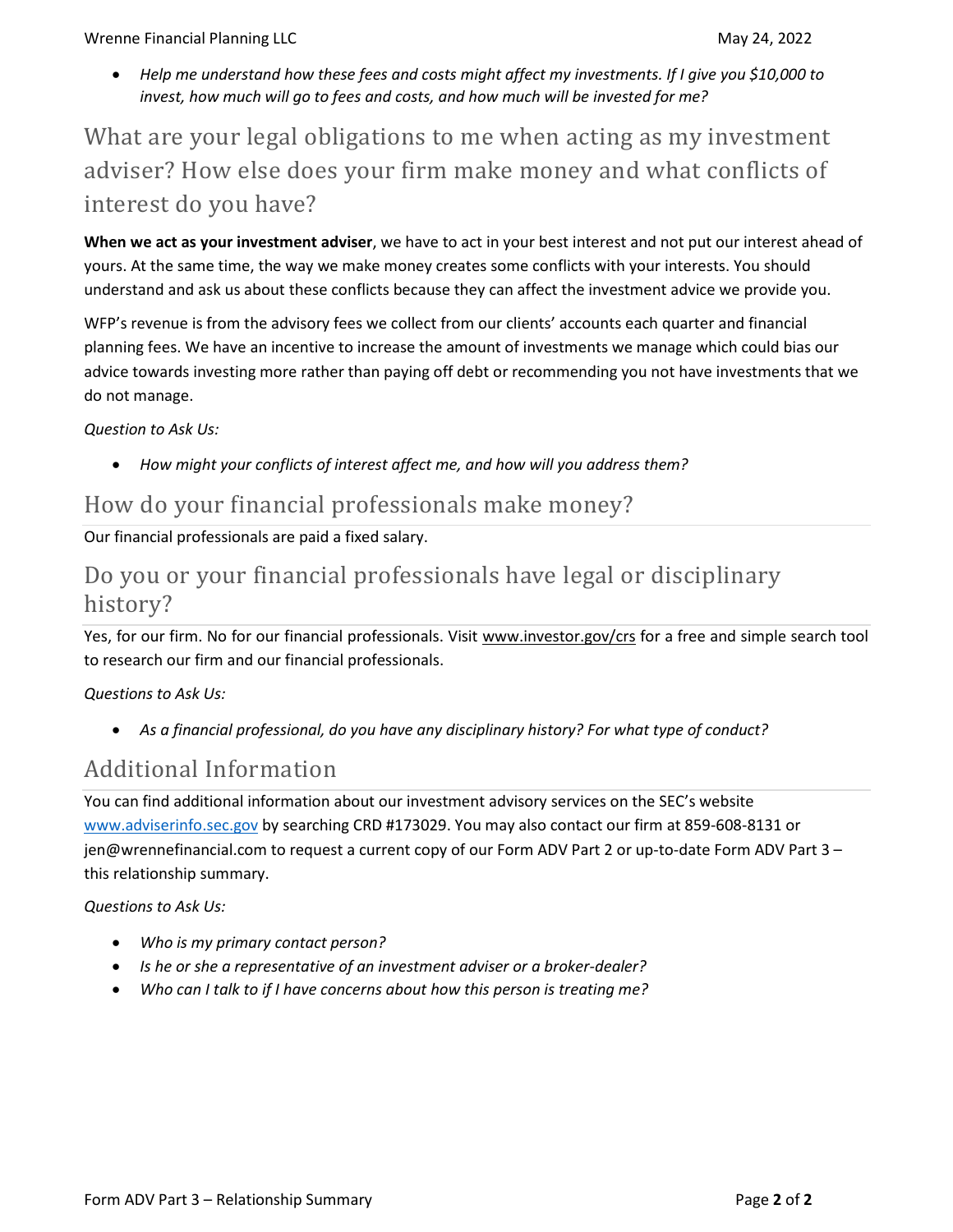- *Help me understand how these fees and costs might affect my investments. If I give you $10,000 to invest, how much will go to fees and costs, and how much will be invested for me?*

## What are your legal obligations to me when acting as my investment adviser? How else does your firm make money and what conflicts of interest do you have?

**When we act as your investment adviser**, we have to act in your best interest and not put our interest ahead of yours. At the same time, the way we make money creates some conflicts with your interests. You should understand and ask us about these conflicts because they can affect the investment advice we provide you.

WFP's revenue is from the advisory fees we collect from our clients' accounts each quarter and financial planning fees. We have an incentive to increase the amount of investments we manage which could bias our advice towards investing more rather than paying off debt or recommending you not have investments that we do not manage.

*Question to Ask Us:*

- *How might your conflicts of interest affect me, and how will you address them?*

## How do your financial professionals make money?

Our financial professionals are paid a fixed salary.

## Do you or your financial professionals have legal or disciplinary history?

Yes, for our firm. No for our financial professionals. Visit www.investor.gov/crs for a free and simple search tool to research our firm and our financial professionals.

*Questions to Ask Us:*

- *As a financial professional, do you have any disciplinary history? For what type of conduct?*

## Additional Information

You can find additional information about our investment advisory services on the SEC's website www.adviserinfo.sec.gov by searching CRD #173029. You may also contact our firm at 859-608-8131 or jen@wrennefinancial.com to request a current copy of our Form ADV Part 2 or up-to-date Form ADV Part 3 – this relationship summary.

*Questions to Ask Us:*

- *Who is my primary contact person?*
- *Is he or she a representative of an investment adviser or a broker-dealer?*
- *Who can I talk to if I have concerns about how this person is treating me?*